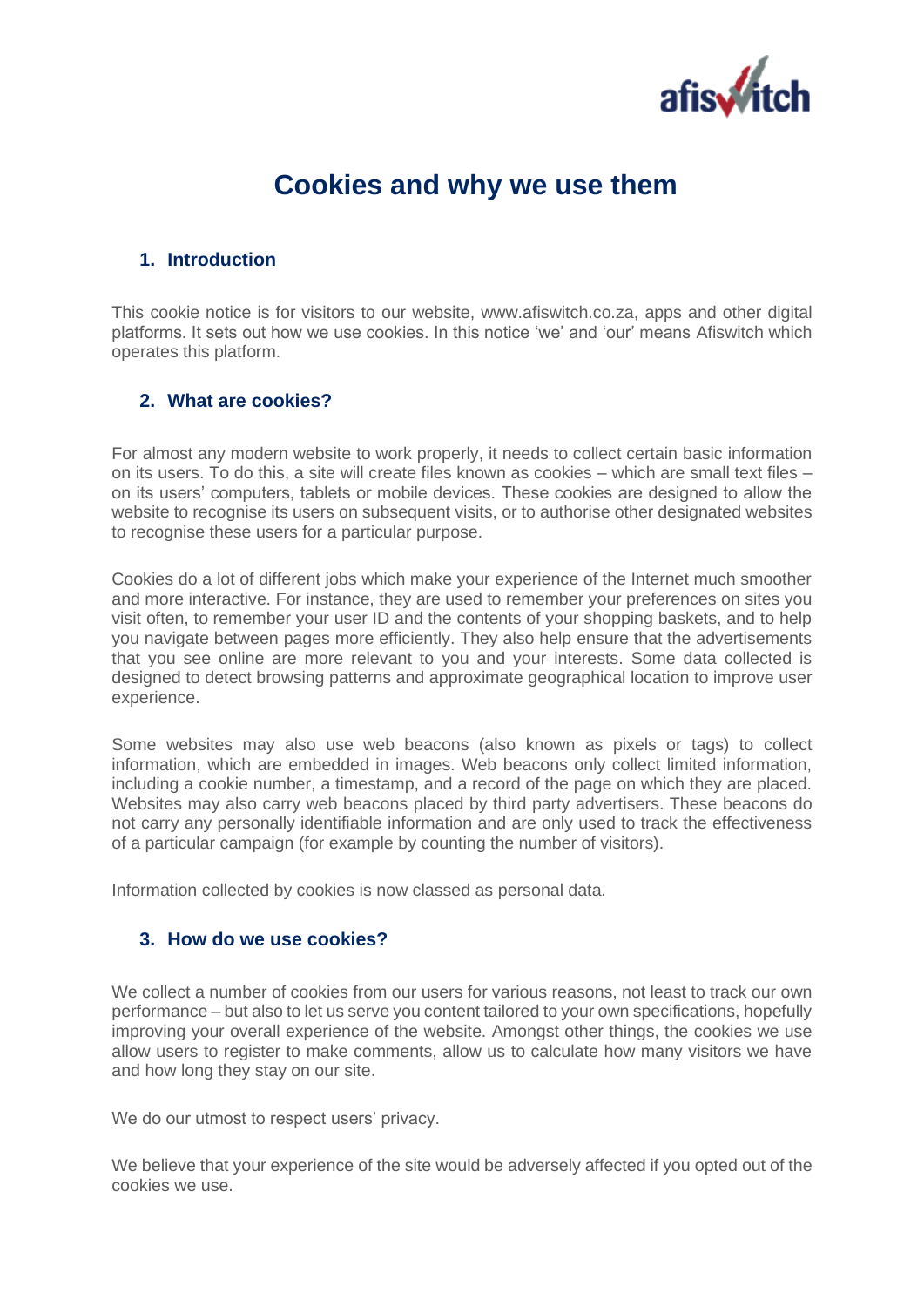# Cookies and why we use them

## 1. Introduction

This cookie notice is for visitors to our website, www.afiswitch.co.za, apps and other digital platforms. It sets out how we use cookies. In this notice 'we' and 'our' means Afiswitch which operates this platform.

## 2. What are cookies?

For almost any modern website to work properly, it needs to collect certain basic information on its users. To do this, a site will create files known as cookies – which are small text files – on its users' computers, tablets or mobile devices. These cookies are designed to allow the website to recognise its users on subsequent visits, or to authorise other designated websites to recognise these users for a particular purpose.

Cookies do a lot of different jobs which make your experience of the Internet much smoother and more interactive. For instance, they are used to remember your preferences on sites you visit often, to remember your user ID and the contents of your shopping baskets, and to help you navigate between pages more efficiently. They also help ensure that the advertisements that you see online are more relevant to you and your interests. Some data collected is designed to detect browsing patterns and approximate geographical location to improve user experience.

Some websites may also use web beacons (also known as pixels or tags) to collect information, which are embedded in images. Web beacons only collect limited information, including a cookie number, a timestamp, and a record of the page on which they are placed. Websites may also carry web beacons placed by third party advertisers. These beacons do not carry any personally identifiable information and are only used to track the effectiveness of a particular campaign (for example by counting the number of visitors).

Information collected by cookies is now classed as personal data.

## 3. How do we use cookies?

We collect a number of cookies from our users for various reasons, not least to track our own performance – but also to let us serve you content tailored to your own specifications, hopefully improving your overall experience of the website. Amongst other things, the cookies we use allow users to register to make comments, allow us to calculate how many visitors we have and how long they stay on our site.

We do our utmost to respect users' privacy.

We believe that your experience of the site would be adversely affected if you opted out of the cookies we use.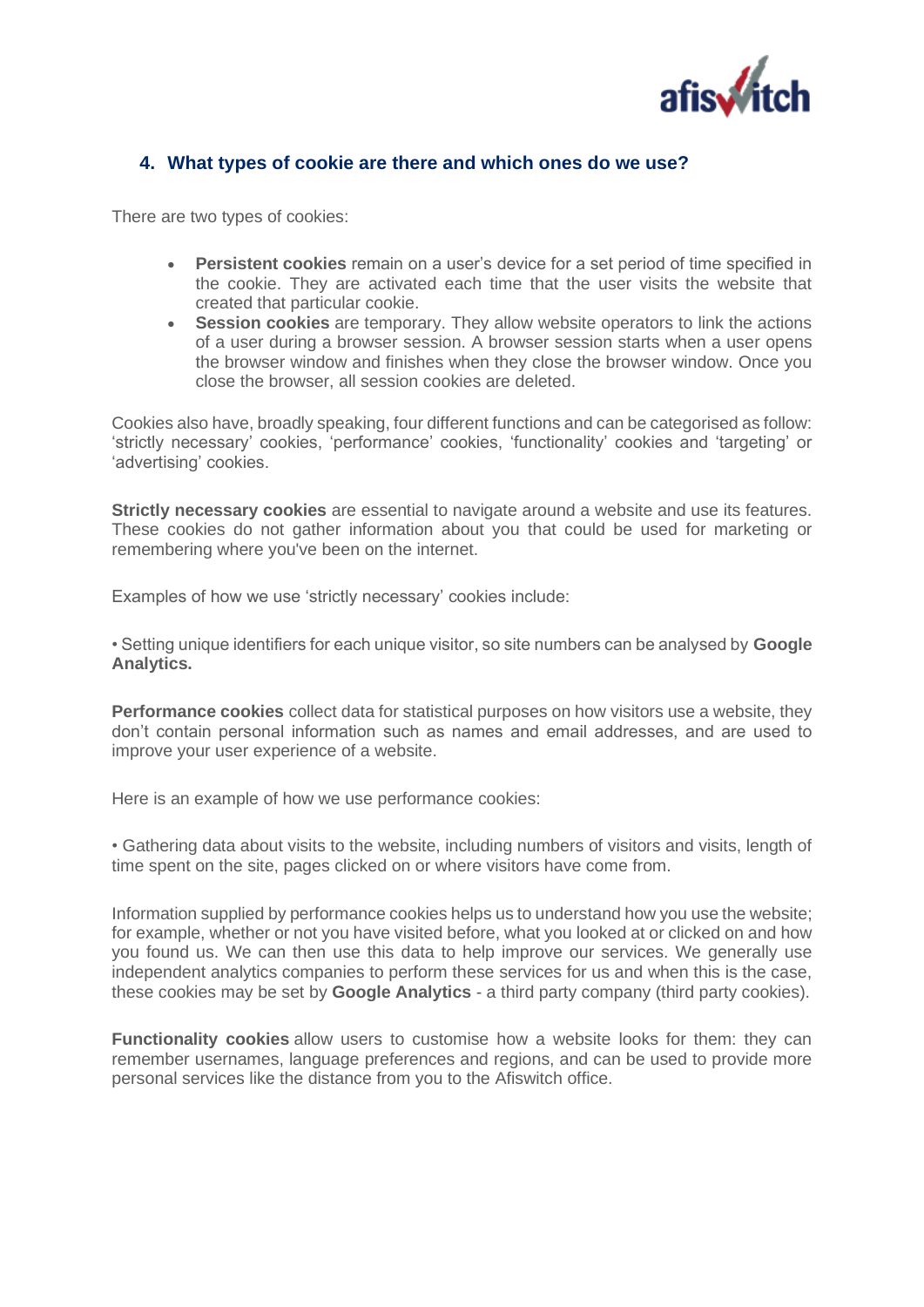## 4. What types of cookie are there and which ones do we use?

There are two types of cookies:

- **Persistent cookies** remain on a user's device for a set period of time specified in the cookie. They are activated each time that the user visits the website that created that particular cookie.
- **Session cookies** are temporary. They allow website operators to link the actions of a user during a browser session. A browser session starts when a user opens the browser window and finishes when they close the browser window. Once you close the browser, all session cookies are deleted.

Cookies also have, broadly speaking, four different functions and can be categorised as follow: 'strictly necessary' cookies, 'performance' cookies, 'functionality' cookies and 'targeting' or 'advertising' cookies.

**Strictly necessary cookies** are essential to navigate around a website and use its features. These cookies do not gather information about you that could be used for marketing or remembering where you've been on the internet.

Examples of how we use 'strictly necessary' cookies include:

• Setting unique identifiers for each unique visitor, so site numbers can be analysed by **Google Analytics.**

**Performance cookies** collect data for statistical purposes on how visitors use a website, they don't contain personal information such as names and email addresses, and are used to improve your user experience of a website.

Here is an example of how we use performance cookies:

• Gathering data about visits to the website, including numbers of visitors and visits, length of time spent on the site, pages clicked on or where visitors have come from.

Information supplied by performance cookies helps us to understand how you use the website; for example, whether or not you have visited before, what you looked at or clicked on and how you found us. We can then use this data to help improve our services. We generally use independent analytics companies to perform these services for us and when this is the case, these cookies may be set by **Google Analytics** - a third party company (third party cookies).

**Functionality cookies** allow users to customise how a website looks for them: they can remember usernames, language preferences and regions, and can be used to provide more personal services like the distance from you to the Afiswitch office.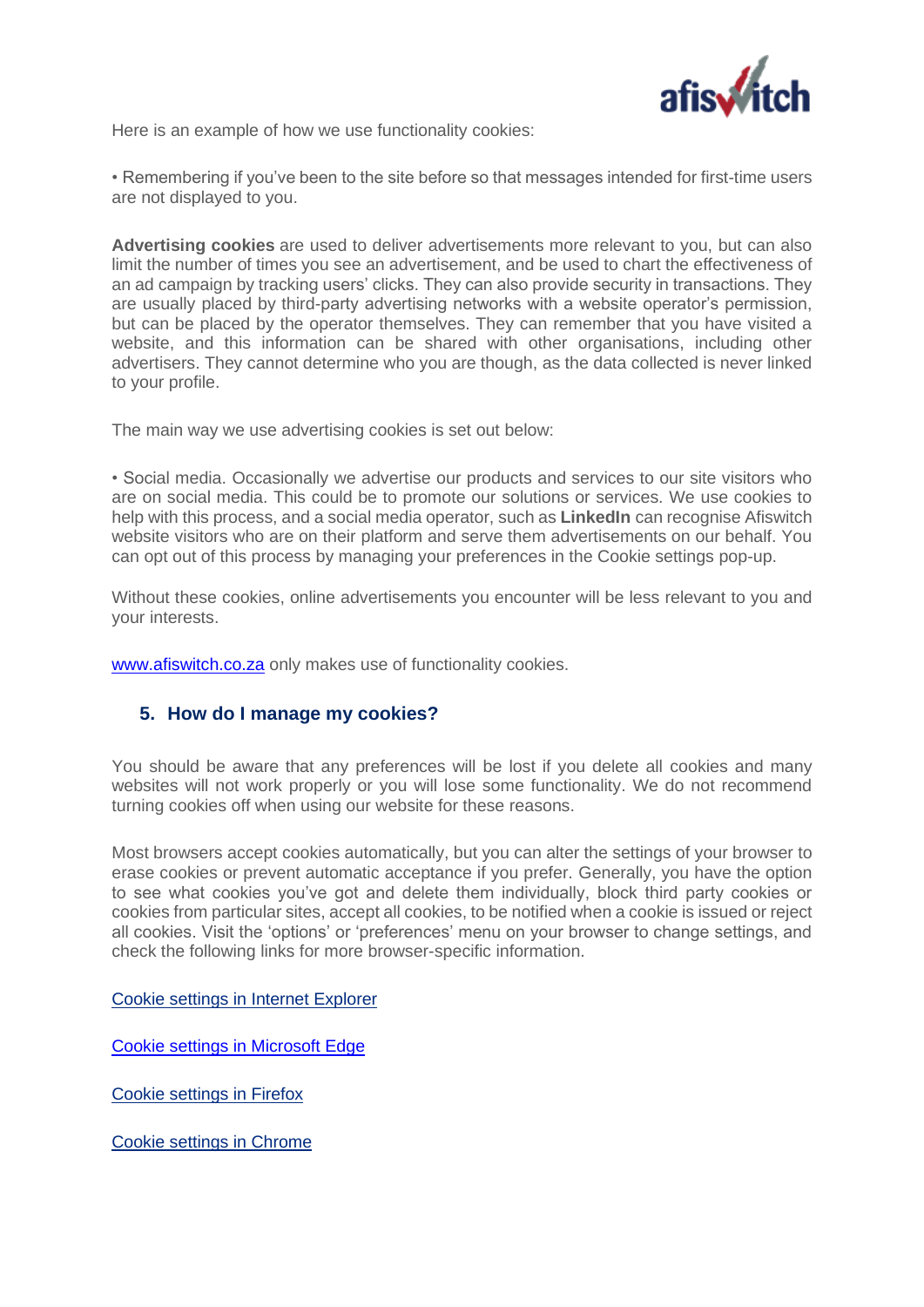Here is an example of how we use functionality cookies:

• Remembering if you've been to the site before so that messages intended for first-time users are not displayed to you.

**Advertising cookies** are used to deliver advertisements more relevant to you, but can also limit the number of times you see an advertisement, and be used to chart the effectiveness of an ad campaign by tracking users' clicks. They can also provide security in transactions. They are usually placed by third-party advertising networks with a website operator's permission, but can be placed by the operator themselves. They can remember that you have visited a website, and this information can be shared with other organisations, including other advertisers. They cannot determine who you are though, as the data collected is never linked to your profile.

The main way we use advertising cookies is set out below:

• Social media. Occasionally we advertise our products and services to our site visitors who are on social media. This could be to promote our solutions or services. We use cookies to help with this process, and a social media operator, such as **LinkedIn** can recognise Afiswitch website visitors who are on their platform and serve them advertisements on our behalf. You can opt out of this process by managing your preferences in the Cookie settings pop-up.

Without these cookies, online advertisements you encounter will be less relevant to you and your interests.

[www.afiswitch.co.za](http://www.afiswitch.co.za) only makes use of functionality cookies.

## 5. How do I manage my cookies?

You should be aware that any preferences will be lost if you delete all cookies and many websites will not work properly or you will lose some functionality. We do not recommend turning cookies off when using our website for these reasons.

Most browsers accept cookies automatically, but you can alter the settings of your browser to erase cookies or prevent automatic acceptance if you prefer. Generally, you have the option to see what cookies you've got and delete them individually, block third party cookies or cookies from particular sites, accept all cookies, to be notified when a cookie is issued or reject all cookies. Visit the 'options' or 'preferences' menu on your browser to change settings, and check the following links for more browser-specific information.

Cookie settings in Internet Explorer

Cookie settings in Microsoft Edge

Cookie settings in Firefox

Cookie settings in Chrome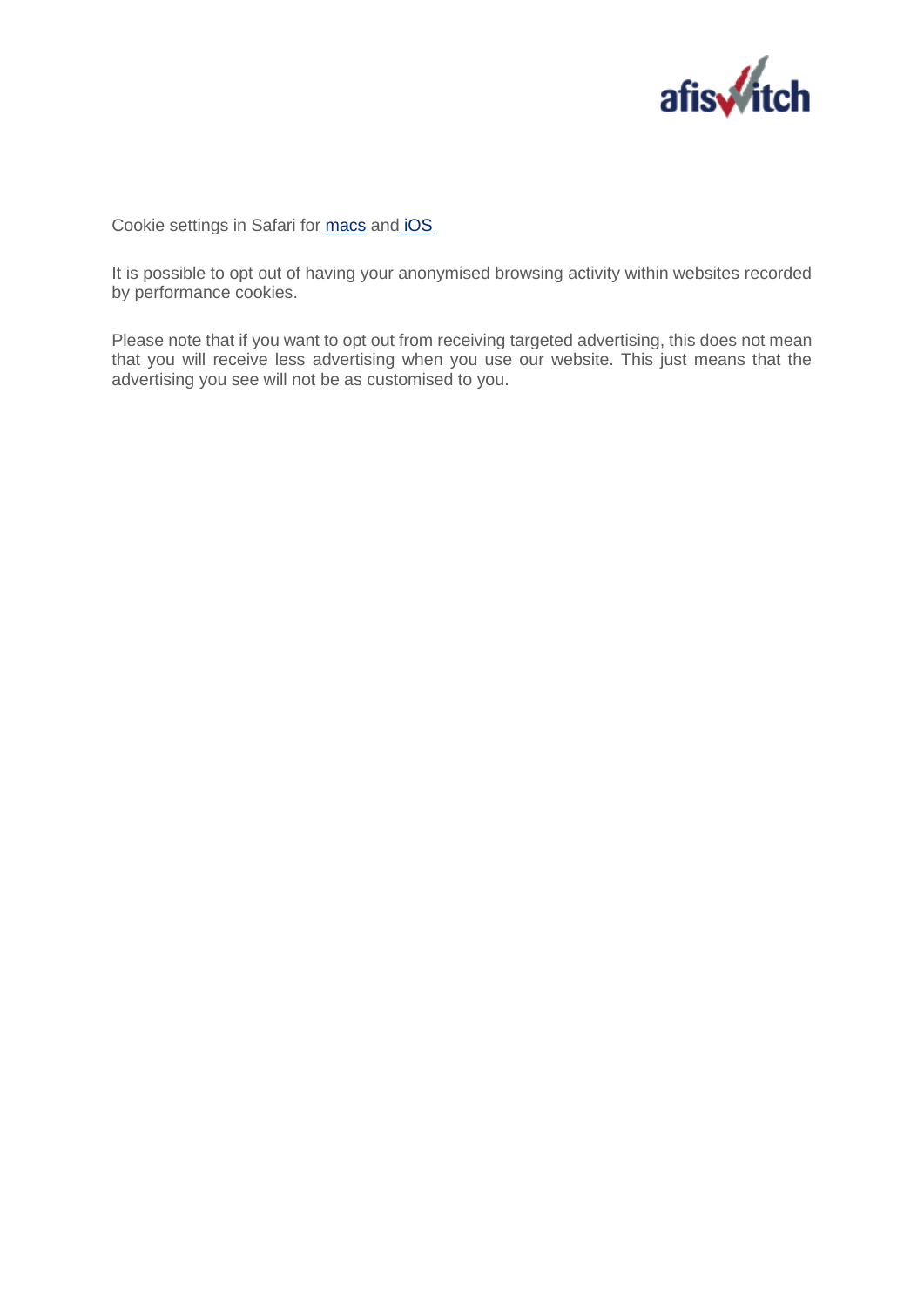Cookie settings in Safari for macs and iOS

It is possible to opt out of having your anonymised browsing activity within websites recorded by performance cookies.

Please note that if you want to opt out from receiving targeted advertising, this does not mean that you will receive less advertising when you use our website. This just means that the advertising you see will not be as customised to you.